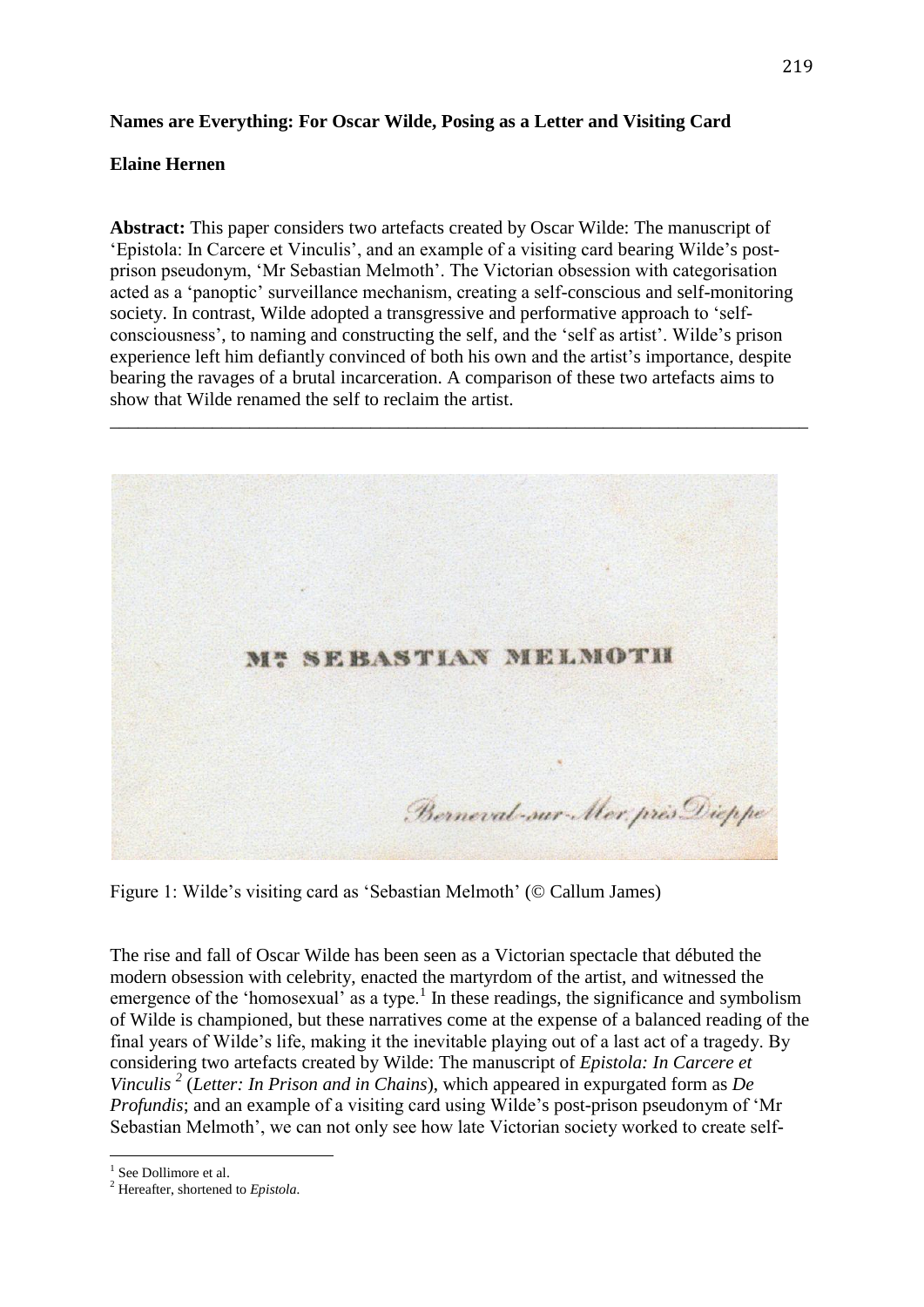**Names are Everything: For Oscar Wilde, Posing as a Letter and Visiting Card**

**Elaine Hernen**

**Abstract:** This paper considers two artefacts created by Oscar Wilde: The manuscript of 'Epistola: In Carcere et Vinculis', and an example of a visiting card bearing Wilde's post-prison pseudonym, 'Mr Sebastian Melmoth'. The Victorian obsession with categorisation acted as a 'panoptic' surveillance mechanism, creating a self-conscious and self-monitoring society. In contrast, Wilde adopted a transgressive and performative approach to 'self-consciousness', to naming and constructing the self, and the 'self as artist'. Wilde's prison experience left him defiantly convinced of both his own and the artist's importance, despite bearing the ravages of a brutal incarceration. A comparison of these two artefacts aims to show that Wilde renamed the self to reclaim the artist.

---

Figure 1: Wilde's visiting card as 'Sebastian Melmoth' (© Callum James)

The rise and fall of Oscar Wilde has been seen as a Victorian spectacle that débuted the modern obsession with celebrity, enacted the martyrdom of the artist, and witnessed the emergence of the 'homosexual' as a type.[1] In these readings, the significance and symbolism of Wilde is championed, but these narratives come at the expense of a balanced reading of the final years of Wilde's life, making it the inevitable playing out of a last act of a tragedy. By considering two artefacts created by Wilde: The manuscript of *Epistola: In Carcere et Vinculis* [2] (*Letter: In Prison and in Chains*), which appeared in expurgated form as *De Profundis*; and an example of a visiting card using Wilde's post-prison pseudonym of 'Mr Sebastian Melmoth', we can not only see how late Victorian society worked to create self-

[1] See Dollimore et al.

[2] Hereafter, shortened to *Epistola*.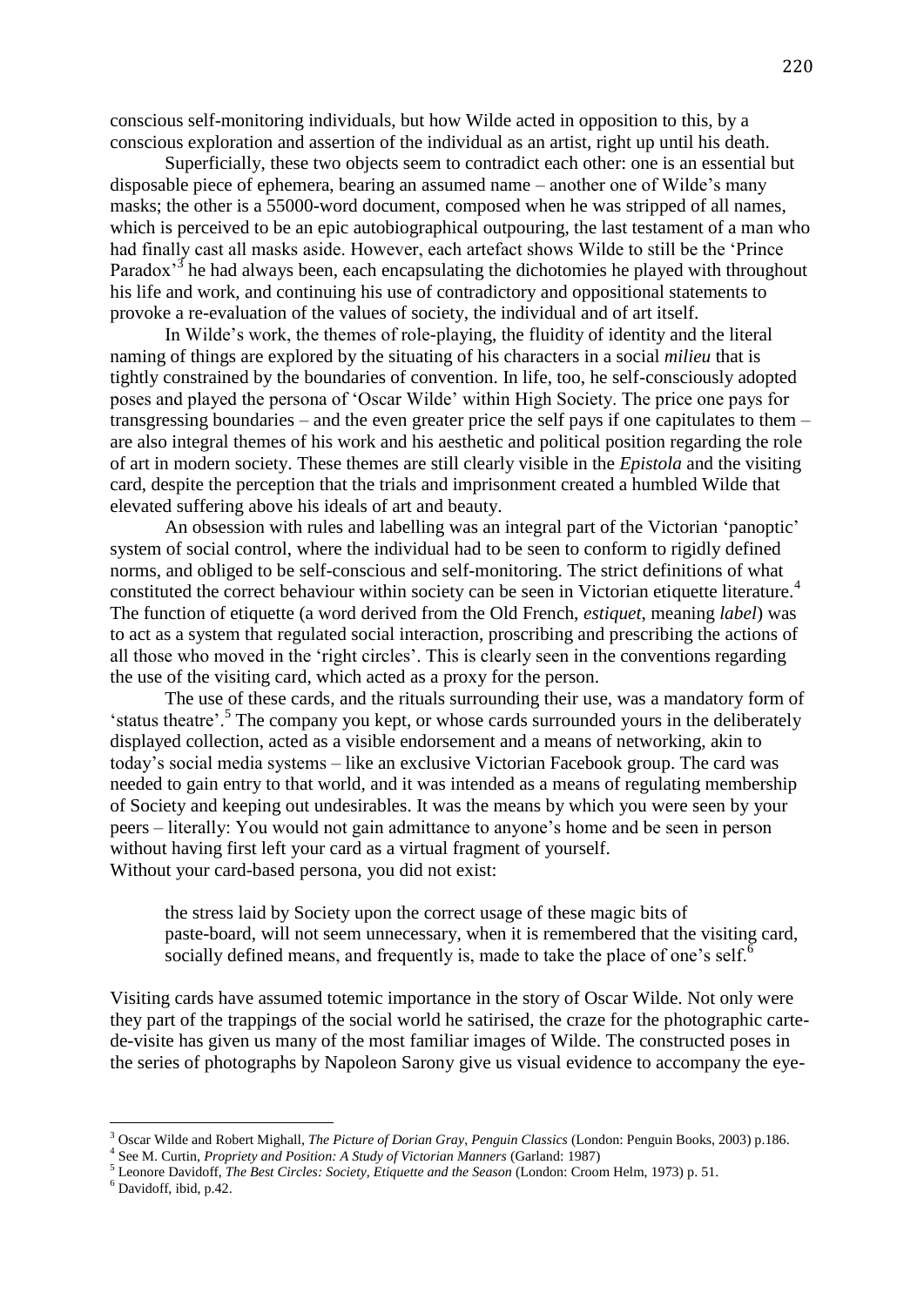conscious self-monitoring individuals, but how Wilde acted in opposition to this, by a conscious exploration and assertion of the individual as an artist, right up until his death.

Superficially, these two objects seem to contradict each other: one is an essential but disposable piece of ephemera, bearing an assumed name – another one of Wilde's many masks; the other is a 55000-word document, composed when he was stripped of all names, which is perceived to be an epic autobiographical outpouring, the last testament of a man who had finally cast all masks aside. However, each artefact shows Wilde to still be the 'Prince Paradox'[3] he had always been, each encapsulating the dichotomies he played with throughout his life and work, and continuing his use of contradictory and oppositional statements to provoke a re-evaluation of the values of society, the individual and of art itself.

In Wilde's work, the themes of role-playing, the fluidity of identity and the literal naming of things are explored by the situating of his characters in a social *milieu* that is tightly constrained by the boundaries of convention. In life, too, he self-consciously adopted poses and played the persona of 'Oscar Wilde' within High Society. The price one pays for transgressing boundaries – and the even greater price the self pays if one capitulates to them – are also integral themes of his work and his aesthetic and political position regarding the role of art in modern society. These themes are still clearly visible in the *Epistola* and the visiting card, despite the perception that the trials and imprisonment created a humbled Wilde that elevated suffering above his ideals of art and beauty.

An obsession with rules and labelling was an integral part of the Victorian 'panoptic' system of social control, where the individual had to be seen to conform to rigidly defined norms, and obliged to be self-conscious and self-monitoring. The strict definitions of what constituted the correct behaviour within society can be seen in Victorian etiquette literature.[4] The function of etiquette (a word derived from the Old French, *estiquet*, meaning *label*) was to act as a system that regulated social interaction, proscribing and prescribing the actions of all those who moved in the 'right circles'. This is clearly seen in the conventions regarding the use of the visiting card, which acted as a proxy for the person.

The use of these cards, and the rituals surrounding their use, was a mandatory form of 'status theatre'.[5] The company you kept, or whose cards surrounded yours in the deliberately displayed collection, acted as a visible endorsement and a means of networking, akin to today's social media systems – like an exclusive Victorian Facebook group. The card was needed to gain entry to that world, and it was intended as a means of regulating membership of Society and keeping out undesirables. It was the means by which you were seen by your peers – literally: You would not gain admittance to anyone's home and be seen in person without having first left your card as a virtual fragment of yourself.
Without your card-based persona, you did not exist:

> the stress laid by Society upon the correct usage of these magic bits of paste-board, will not seem unnecessary, when it is remembered that the visiting card, socially defined means, and frequently is, made to take the place of one's self.[6]

Visiting cards have assumed totemic importance in the story of Oscar Wilde. Not only were they part of the trappings of the social world he satirised, the craze for the photographic carte-de-visite has given us many of the most familiar images of Wilde. The constructed poses in the series of photographs by Napoleon Sarony give us visual evidence to accompany the eye-

---

[3] Oscar Wilde and Robert Mighall, *The Picture of Dorian Gray*, *Penguin Classics* (London: Penguin Books, 2003) p.186.
[4] See M. Curtin, *Propriety and Position: A Study of Victorian Manners* (Garland: 1987)
[5] Leonore Davidoff, *The Best Circles: Society, Etiquette and the Season* (London: Croom Helm, 1973) p. 51.
[6] Davidoff, ibid, p.42.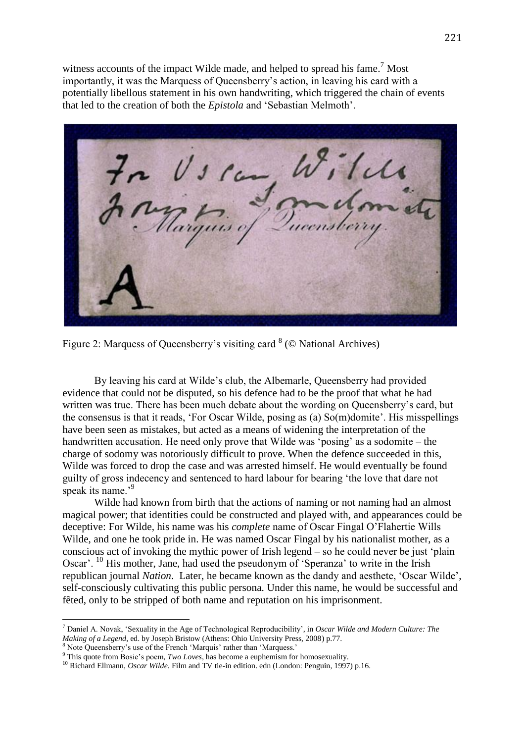witness accounts of the impact Wilde made, and helped to spread his fame.[7] Most importantly, it was the Marquess of Queensberry's action, in leaving his card with a potentially libellous statement in his own handwriting, which triggered the chain of events that led to the creation of both the *Epistola* and 'Sebastian Melmoth'.

Figure 2: Marquess of Queensberry's visiting card [8] (© National Archives)

By leaving his card at Wilde's club, the Albemarle, Queensberry had provided evidence that could not be disputed, so his defence had to be the proof that what he had written was true. There has been much debate about the wording on Queensberry's card, but the consensus is that it reads, 'For Oscar Wilde, posing as (a) So(m)domite'. His misspellings have been seen as mistakes, but acted as a means of widening the interpretation of the handwritten accusation. He need only prove that Wilde was 'posing' as a sodomite – the charge of sodomy was notoriously difficult to prove. When the defence succeeded in this, Wilde was forced to drop the case and was arrested himself. He would eventually be found guilty of gross indecency and sentenced to hard labour for bearing 'the love that dare not speak its name.'[9]

Wilde had known from birth that the actions of naming or not naming had an almost magical power; that identities could be constructed and played with, and appearances could be deceptive: For Wilde, his name was his *complete* name of Oscar Fingal O'Flahertie Wills Wilde, and one he took pride in. He was named Oscar Fingal by his nationalist mother, as a conscious act of invoking the mythic power of Irish legend – so he could never be just 'plain Oscar'. [10] His mother, Jane, had used the pseudonym of 'Speranza' to write in the Irish republican journal *Nation*. Later, he became known as the dandy and aesthete, 'Oscar Wilde', self-consciously cultivating this public persona. Under this name, he would be successful and fêted, only to be stripped of both name and reputation on his imprisonment.

---

[7] Daniel A. Novak, 'Sexuality in the Age of Technological Reproducibility', in *Oscar Wilde and Modern Culture: The Making of a Legend*, ed. by Joseph Bristow (Athens: Ohio University Press, 2008) p.77.

[8] Note Queensberry's use of the French 'Marquis' rather than 'Marquess.'

[9] This quote from Bosie's poem, *Two Loves*, has become a euphemism for homosexuality.

[10] Richard Ellmann, *Oscar Wilde*. Film and TV tie-in edition. edn (London: Penguin, 1997) p.16.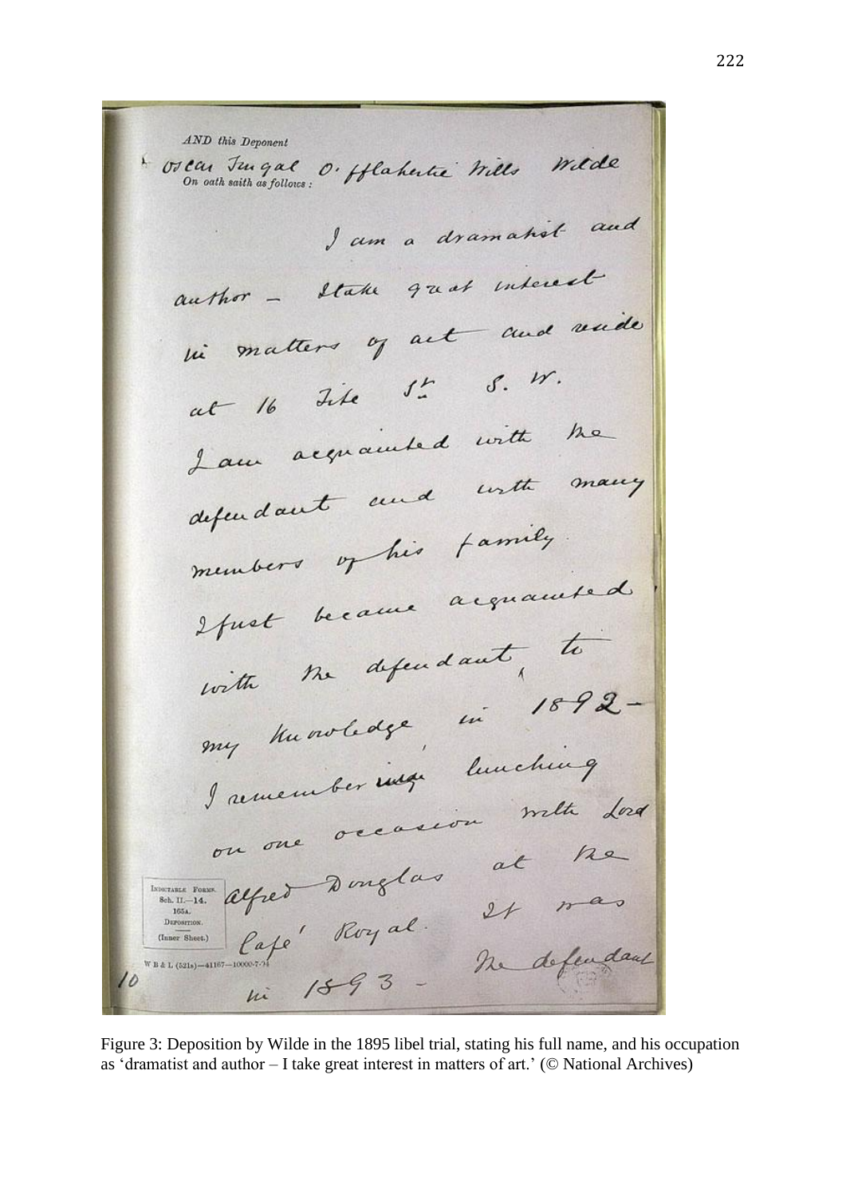AND this Deponent
Oscar Fingal O'fflahertie Wills Wilde
On oath saith as follows:

I am a dramatist and author – I take great interest in matters of art and reside at 16 Tite St. S.W.

I am acquainted with the defendant and with many members of his family.

I first became acquainted with the defendant, to my knowledge, in 1892 –

I remember lunching on one occasion with Lord Alfred Douglas at the Café Royal. It was in 1893 – the defendant

INDICTABLE FORMS. Sch. II.—14. 165A. DEPOSITION. (Inner Sheet.)

W B & L (521s)—41167—10000-7-94

10

Figure 3: Deposition by Wilde in the 1895 libel trial, stating his full name, and his occupation as 'dramatist and author – I take great interest in matters of art.' (© National Archives)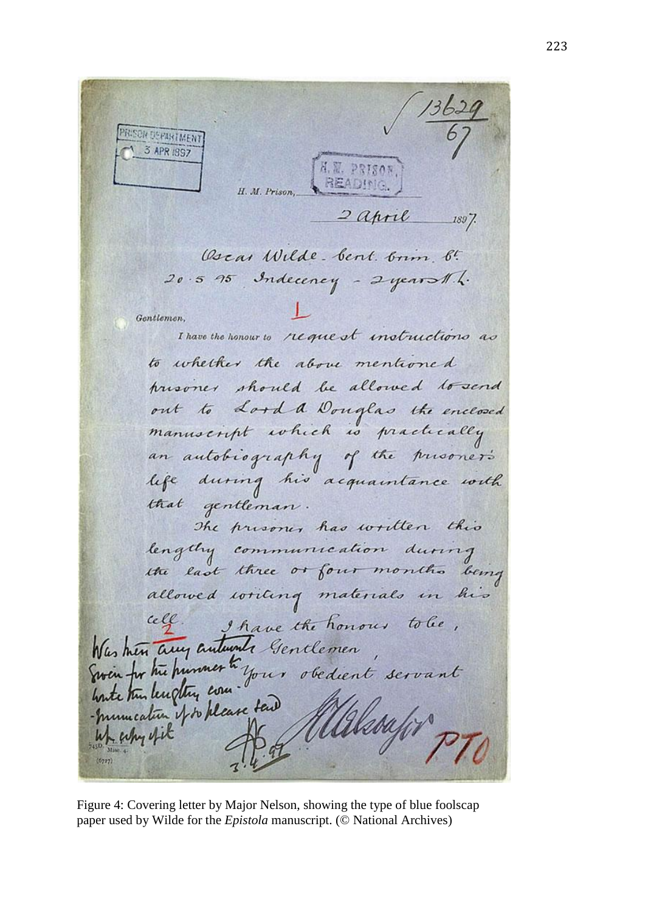13629/67

PRISON DEPARTMENT
3 APR 1897

H. M. PRISON, READING.

H. M. Prison, 2 April 1897.

Oscar Wilde - Cent. Crim. Ct.
20.5.95 Indecency - 2 years H.L.

Gentlemen,

I have the honour to request instructions as to whether the above mentioned prisoner should be allowed to send out to Lord A Douglas the enclosed manuscript which is practically an autobiography of the prisoner's life during his acquaintance with that gentleman.

The prisoner has written this lengthy communication during the last three or four months being allowed writing materials in his cell.

I have the honour to be,
Gentlemen,
Your obedient servant

J.O. Nelson Major

PTO

Was there any authority given for the prisoner to write this lengthy communication if so please send up copy of it

3.4.97

Figure 4: Covering letter by Major Nelson, showing the type of blue foolscap paper used by Wilde for the *Epistola* manuscript. (© National Archives)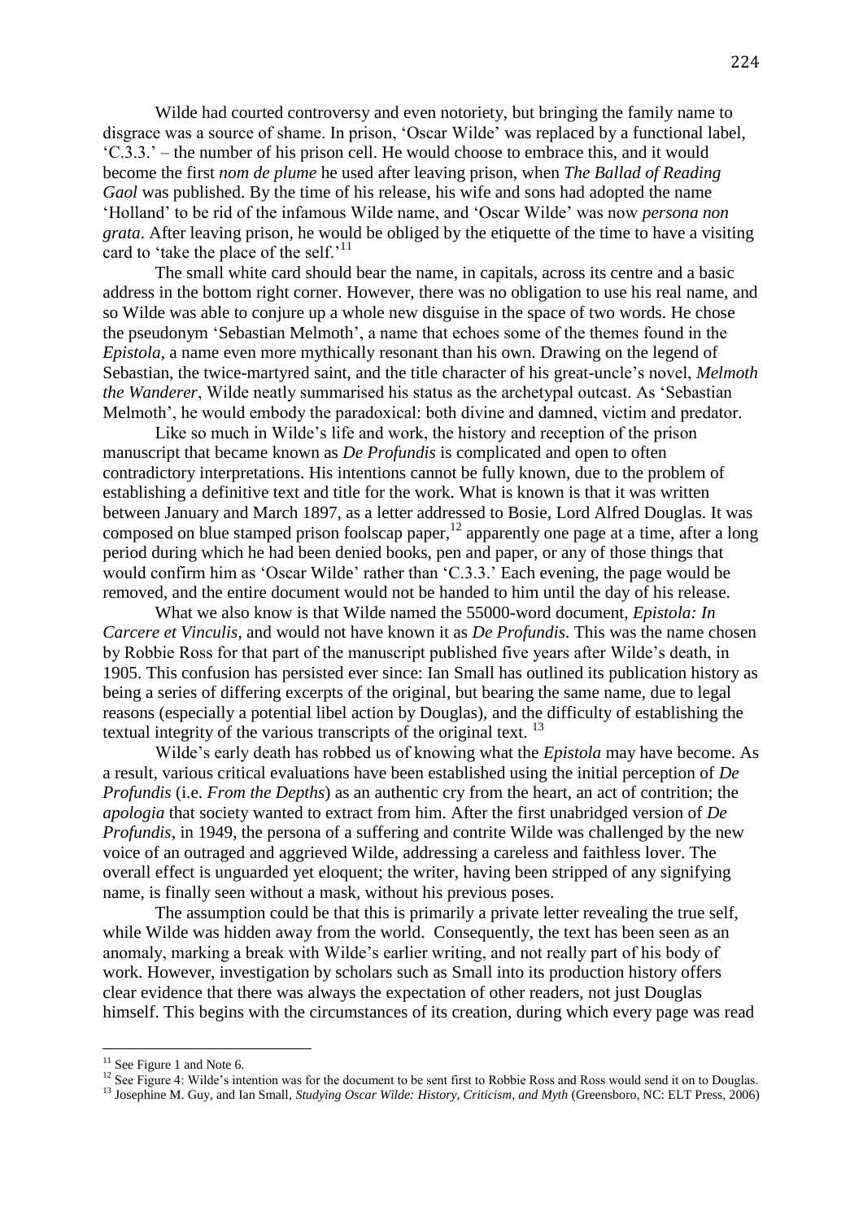Wilde had courted controversy and even notoriety, but bringing the family name to disgrace was a source of shame. In prison, 'Oscar Wilde' was replaced by a functional label, 'C.3.3.' – the number of his prison cell. He would choose to embrace this, and it would become the first *nom de plume* he used after leaving prison, when *The Ballad of Reading Gaol* was published. By the time of his release, his wife and sons had adopted the name 'Holland' to be rid of the infamous Wilde name, and 'Oscar Wilde' was now *persona non grata*. After leaving prison, he would be obliged by the etiquette of the time to have a visiting card to 'take the place of the self.'[11]

The small white card should bear the name, in capitals, across its centre and a basic address in the bottom right corner. However, there was no obligation to use his real name, and so Wilde was able to conjure up a whole new disguise in the space of two words. He chose the pseudonym 'Sebastian Melmoth', a name that echoes some of the themes found in the *Epistola*, a name even more mythically resonant than his own. Drawing on the legend of Sebastian, the twice-martyred saint, and the title character of his great-uncle's novel, *Melmoth the Wanderer*, Wilde neatly summarised his status as the archetypal outcast. As 'Sebastian Melmoth', he would embody the paradoxical: both divine and damned, victim and predator.

Like so much in Wilde's life and work, the history and reception of the prison manuscript that became known as *De Profundis* is complicated and open to often contradictory interpretations. His intentions cannot be fully known, due to the problem of establishing a definitive text and title for the work. What is known is that it was written between January and March 1897, as a letter addressed to Bosie, Lord Alfred Douglas. It was composed on blue stamped prison foolscap paper,[12] apparently one page at a time, after a long period during which he had been denied books, pen and paper, or any of those things that would confirm him as 'Oscar Wilde' rather than 'C.3.3.' Each evening, the page would be removed, and the entire document would not be handed to him until the day of his release.

What we also know is that Wilde named the 55000-word document, *Epistola: In Carcere et Vinculis*, and would not have known it as *De Profundis*. This was the name chosen by Robbie Ross for that part of the manuscript published five years after Wilde's death, in 1905. This confusion has persisted ever since: Ian Small has outlined its publication history as being a series of differing excerpts of the original, but bearing the same name, due to legal reasons (especially a potential libel action by Douglas), and the difficulty of establishing the textual integrity of the various transcripts of the original text.[13]

Wilde's early death has robbed us of knowing what the *Epistola* may have become. As a result, various critical evaluations have been established using the initial perception of *De Profundis* (i.e. *From the Depths*) as an authentic cry from the heart, an act of contrition; the *apologia* that society wanted to extract from him. After the first unabridged version of *De Profundis*, in 1949, the persona of a suffering and contrite Wilde was challenged by the new voice of an outraged and aggrieved Wilde, addressing a careless and faithless lover. The overall effect is unguarded yet eloquent; the writer, having been stripped of any signifying name, is finally seen without a mask, without his previous poses.

The assumption could be that this is primarily a private letter revealing the true self, while Wilde was hidden away from the world. Consequently, the text has been seen as an anomaly, marking a break with Wilde's earlier writing, and not really part of his body of work. However, investigation by scholars such as Small into its production history offers clear evidence that there was always the expectation of other readers, not just Douglas himself. This begins with the circumstances of its creation, during which every page was read

---

[11] See Figure 1 and Note 6.

[12] See Figure 4: Wilde's intention was for the document to be sent first to Robbie Ross and Ross would send it on to Douglas.

[13] Josephine M. Guy, and Ian Small, *Studying Oscar Wilde: History, Criticism, and Myth* (Greensboro, NC: ELT Press, 2006)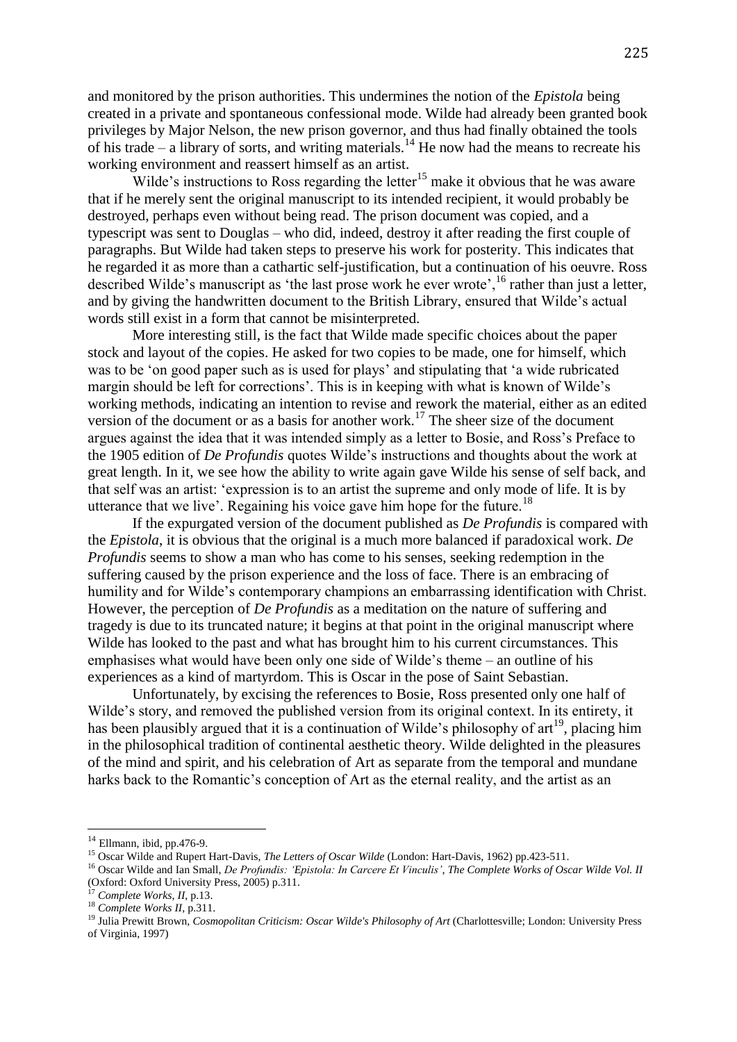and monitored by the prison authorities. This undermines the notion of the *Epistola* being created in a private and spontaneous confessional mode. Wilde had already been granted book privileges by Major Nelson, the new prison governor, and thus had finally obtained the tools of his trade – a library of sorts, and writing materials.[14] He now had the means to recreate his working environment and reassert himself as an artist.

Wilde's instructions to Ross regarding the letter[15] make it obvious that he was aware that if he merely sent the original manuscript to its intended recipient, it would probably be destroyed, perhaps even without being read. The prison document was copied, and a typescript was sent to Douglas – who did, indeed, destroy it after reading the first couple of paragraphs. But Wilde had taken steps to preserve his work for posterity. This indicates that he regarded it as more than a cathartic self-justification, but a continuation of his oeuvre. Ross described Wilde's manuscript as 'the last prose work he ever wrote',[16] rather than just a letter, and by giving the handwritten document to the British Library, ensured that Wilde's actual words still exist in a form that cannot be misinterpreted.

More interesting still, is the fact that Wilde made specific choices about the paper stock and layout of the copies. He asked for two copies to be made, one for himself, which was to be 'on good paper such as is used for plays' and stipulating that 'a wide rubricated margin should be left for corrections'. This is in keeping with what is known of Wilde's working methods, indicating an intention to revise and rework the material, either as an edited version of the document or as a basis for another work.[17] The sheer size of the document argues against the idea that it was intended simply as a letter to Bosie, and Ross's Preface to the 1905 edition of *De Profundis* quotes Wilde's instructions and thoughts about the work at great length. In it, we see how the ability to write again gave Wilde his sense of self back, and that self was an artist: 'expression is to an artist the supreme and only mode of life. It is by utterance that we live'. Regaining his voice gave him hope for the future.[18]

If the expurgated version of the document published as *De Profundis* is compared with the *Epistola*, it is obvious that the original is a much more balanced if paradoxical work. *De Profundis* seems to show a man who has come to his senses, seeking redemption in the suffering caused by the prison experience and the loss of face. There is an embracing of humility and for Wilde's contemporary champions an embarrassing identification with Christ. However, the perception of *De Profundis* as a meditation on the nature of suffering and tragedy is due to its truncated nature; it begins at that point in the original manuscript where Wilde has looked to the past and what has brought him to his current circumstances. This emphasises what would have been only one side of Wilde's theme – an outline of his experiences as a kind of martyrdom. This is Oscar in the pose of Saint Sebastian.

Unfortunately, by excising the references to Bosie, Ross presented only one half of Wilde's story, and removed the published version from its original context. In its entirety, it has been plausibly argued that it is a continuation of Wilde's philosophy of art[19], placing him in the philosophical tradition of continental aesthetic theory. Wilde delighted in the pleasures of the mind and spirit, and his celebration of Art as separate from the temporal and mundane harks back to the Romantic's conception of Art as the eternal reality, and the artist as an

---

[14] Ellmann, ibid, pp.476-9.

[15] Oscar Wilde and Rupert Hart-Davis, *The Letters of Oscar Wilde* (London: Hart-Davis, 1962) pp.423-511.

[16] Oscar Wilde and Ian Small, *De Profundis: 'Epistola: In Carcere Et Vinculis'*, *The Complete Works of Oscar Wilde Vol. II* (Oxford: Oxford University Press, 2005) p.311.

[17] *Complete Works, II*, p.13.

[18] *Complete Works II*, p.311.

[19] Julia Prewitt Brown, *Cosmopolitan Criticism: Oscar Wilde's Philosophy of Art* (Charlottesville; London: University Press of Virginia, 1997)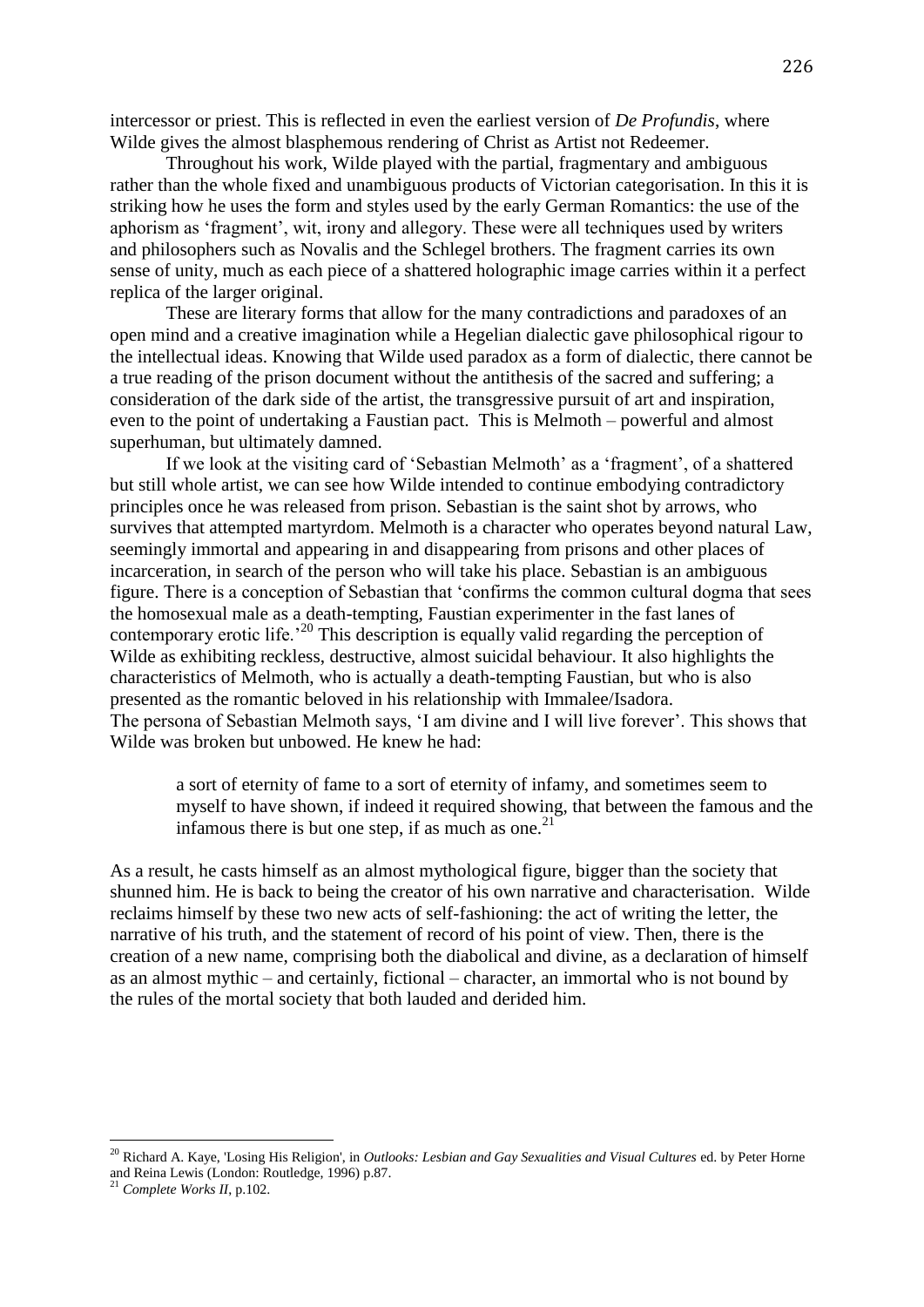intercessor or priest. This is reflected in even the earliest version of *De Profundis*, where Wilde gives the almost blasphemous rendering of Christ as Artist not Redeemer.

Throughout his work, Wilde played with the partial, fragmentary and ambiguous rather than the whole fixed and unambiguous products of Victorian categorisation. In this it is striking how he uses the form and styles used by the early German Romantics: the use of the aphorism as 'fragment', wit, irony and allegory. These were all techniques used by writers and philosophers such as Novalis and the Schlegel brothers. The fragment carries its own sense of unity, much as each piece of a shattered holographic image carries within it a perfect replica of the larger original.

These are literary forms that allow for the many contradictions and paradoxes of an open mind and a creative imagination while a Hegelian dialectic gave philosophical rigour to the intellectual ideas. Knowing that Wilde used paradox as a form of dialectic, there cannot be a true reading of the prison document without the antithesis of the sacred and suffering; a consideration of the dark side of the artist, the transgressive pursuit of art and inspiration, even to the point of undertaking a Faustian pact. This is Melmoth – powerful and almost superhuman, but ultimately damned.

If we look at the visiting card of 'Sebastian Melmoth' as a 'fragment', of a shattered but still whole artist, we can see how Wilde intended to continue embodying contradictory principles once he was released from prison. Sebastian is the saint shot by arrows, who survives that attempted martyrdom. Melmoth is a character who operates beyond natural Law, seemingly immortal and appearing in and disappearing from prisons and other places of incarceration, in search of the person who will take his place. Sebastian is an ambiguous figure. There is a conception of Sebastian that 'confirms the common cultural dogma that sees the homosexual male as a death-tempting, Faustian experimenter in the fast lanes of contemporary erotic life.'[20] This description is equally valid regarding the perception of Wilde as exhibiting reckless, destructive, almost suicidal behaviour. It also highlights the characteristics of Melmoth, who is actually a death-tempting Faustian, but who is also presented as the romantic beloved in his relationship with Immalee/Isadora.

The persona of Sebastian Melmoth says, 'I am divine and I will live forever'. This shows that Wilde was broken but unbowed. He knew he had:

> a sort of eternity of fame to a sort of eternity of infamy, and sometimes seem to myself to have shown, if indeed it required showing, that between the famous and the infamous there is but one step, if as much as one.[21]

As a result, he casts himself as an almost mythological figure, bigger than the society that shunned him. He is back to being the creator of his own narrative and characterisation. Wilde reclaims himself by these two new acts of self-fashioning: the act of writing the letter, the narrative of his truth, and the statement of record of his point of view. Then, there is the creation of a new name, comprising both the diabolical and divine, as a declaration of himself as an almost mythic – and certainly, fictional – character, an immortal who is not bound by the rules of the mortal society that both lauded and derided him.

---

[20] Richard A. Kaye, 'Losing His Religion', in *Outlooks: Lesbian and Gay Sexualities and Visual Cultures* ed. by Peter Horne and Reina Lewis (London: Routledge, 1996) p.87.

[21] *Complete Works II*, p.102.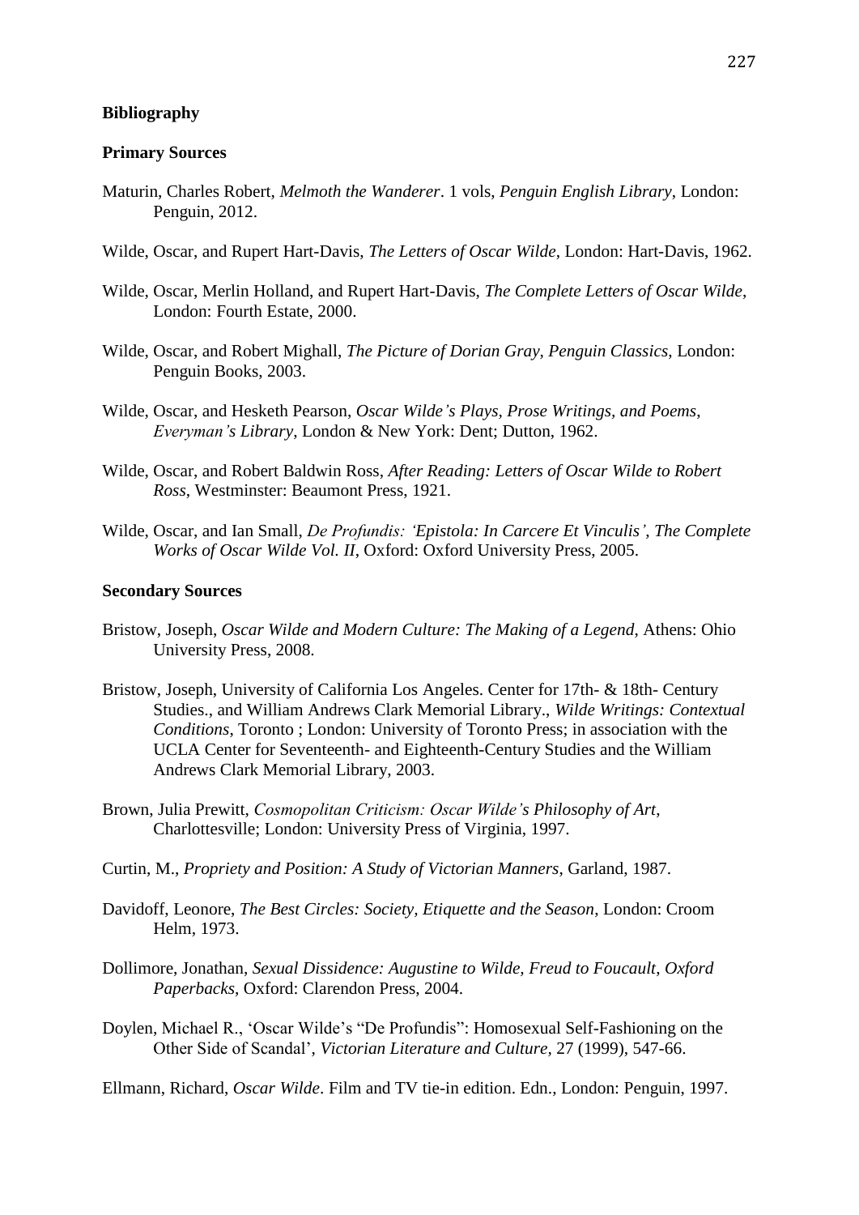**Bibliography**

**Primary Sources**

Maturin, Charles Robert, *Melmoth the Wanderer*. 1 vols, *Penguin English Library*, London: Penguin, 2012.

Wilde, Oscar, and Rupert Hart-Davis, *The Letters of Oscar Wilde*, London: Hart-Davis, 1962.

Wilde, Oscar, Merlin Holland, and Rupert Hart-Davis, *The Complete Letters of Oscar Wilde*, London: Fourth Estate, 2000.

Wilde, Oscar, and Robert Mighall, *The Picture of Dorian Gray*, *Penguin Classics*, London: Penguin Books, 2003.

Wilde, Oscar, and Hesketh Pearson, *Oscar Wilde's Plays, Prose Writings, and Poems*, *Everyman's Library*, London & New York: Dent; Dutton, 1962.

Wilde, Oscar, and Robert Baldwin Ross, *After Reading: Letters of Oscar Wilde to Robert Ross*, Westminster: Beaumont Press, 1921.

Wilde, Oscar, and Ian Small, *De Profundis: 'Epistola: In Carcere Et Vinculis'*, *The Complete Works of Oscar Wilde Vol. II*, Oxford: Oxford University Press, 2005.

**Secondary Sources**

Bristow, Joseph, *Oscar Wilde and Modern Culture: The Making of a Legend*, Athens: Ohio University Press, 2008.

Bristow, Joseph, University of California Los Angeles. Center for 17th- & 18th- Century Studies., and William Andrews Clark Memorial Library., *Wilde Writings: Contextual Conditions*, Toronto ; London: University of Toronto Press; in association with the UCLA Center for Seventeenth- and Eighteenth-Century Studies and the William Andrews Clark Memorial Library, 2003.

Brown, Julia Prewitt, *Cosmopolitan Criticism: Oscar Wilde's Philosophy of Art*, Charlottesville; London: University Press of Virginia, 1997.

Curtin, M., *Propriety and Position: A Study of Victorian Manners*, Garland, 1987.

Davidoff, Leonore, *The Best Circles: Society, Etiquette and the Season*, London: Croom Helm, 1973.

Dollimore, Jonathan, *Sexual Dissidence: Augustine to Wilde, Freud to Foucault*, *Oxford Paperbacks*, Oxford: Clarendon Press, 2004.

Doylen, Michael R., 'Oscar Wilde's "De Profundis": Homosexual Self-Fashioning on the Other Side of Scandal', *Victorian Literature and Culture*, 27 (1999), 547-66.

Ellmann, Richard, *Oscar Wilde*. Film and TV tie-in edition. Edn., London: Penguin, 1997.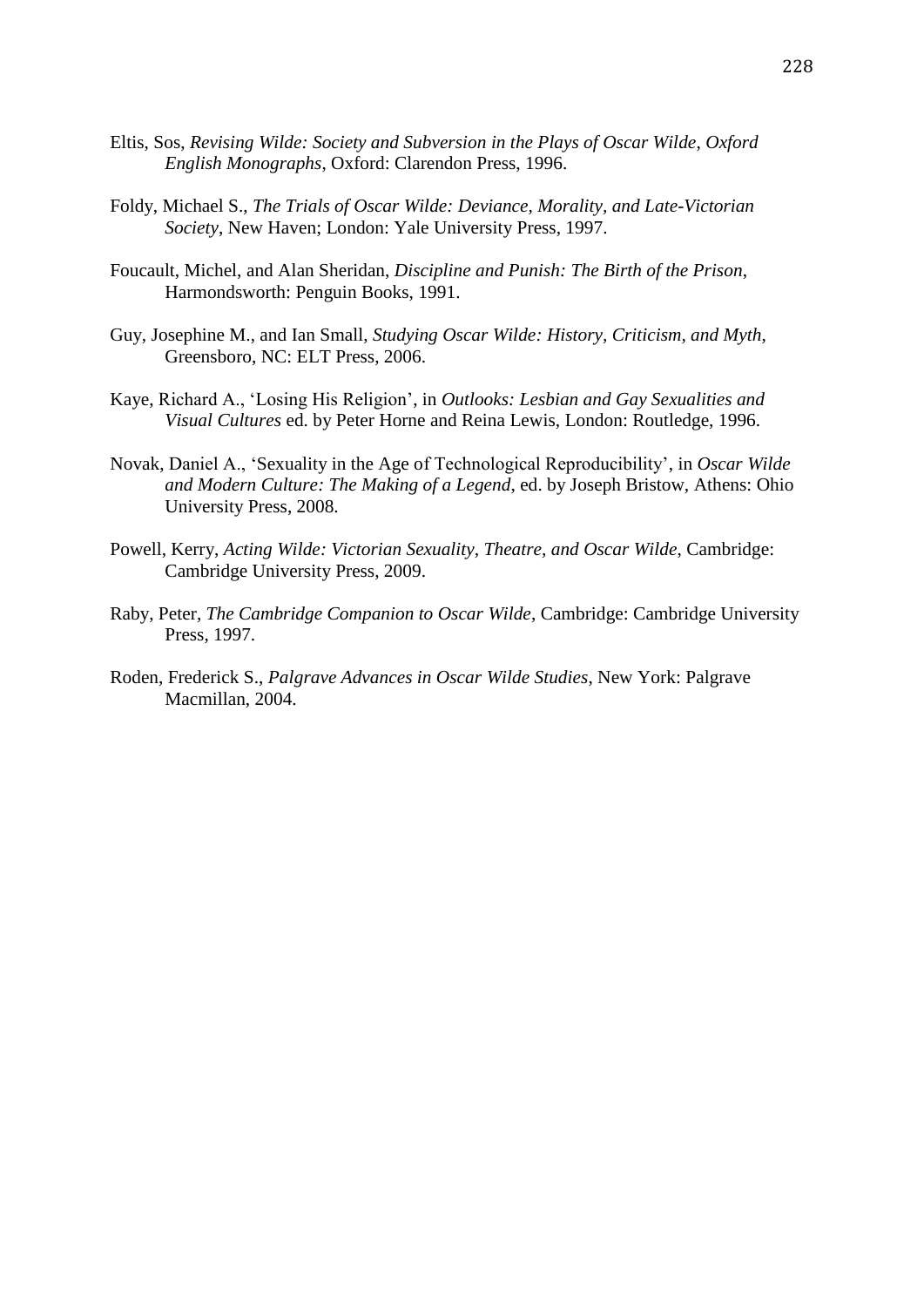Eltis, Sos, *Revising Wilde: Society and Subversion in the Plays of Oscar Wilde*, *Oxford English Monographs*, Oxford: Clarendon Press, 1996.

Foldy, Michael S., *The Trials of Oscar Wilde: Deviance, Morality, and Late-Victorian Society*, New Haven; London: Yale University Press, 1997.

Foucault, Michel, and Alan Sheridan, *Discipline and Punish: The Birth of the Prison*, Harmondsworth: Penguin Books, 1991.

Guy, Josephine M., and Ian Small, *Studying Oscar Wilde: History, Criticism, and Myth*, Greensboro, NC: ELT Press, 2006.

Kaye, Richard A., 'Losing His Religion', in *Outlooks: Lesbian and Gay Sexualities and Visual Cultures* ed. by Peter Horne and Reina Lewis, London: Routledge, 1996.

Novak, Daniel A., 'Sexuality in the Age of Technological Reproducibility', in *Oscar Wilde and Modern Culture: The Making of a Legend*, ed. by Joseph Bristow, Athens: Ohio University Press, 2008.

Powell, Kerry, *Acting Wilde: Victorian Sexuality, Theatre, and Oscar Wilde*, Cambridge: Cambridge University Press, 2009.

Raby, Peter, *The Cambridge Companion to Oscar Wilde*, Cambridge: Cambridge University Press, 1997.

Roden, Frederick S., *Palgrave Advances in Oscar Wilde Studies*, New York: Palgrave Macmillan, 2004.